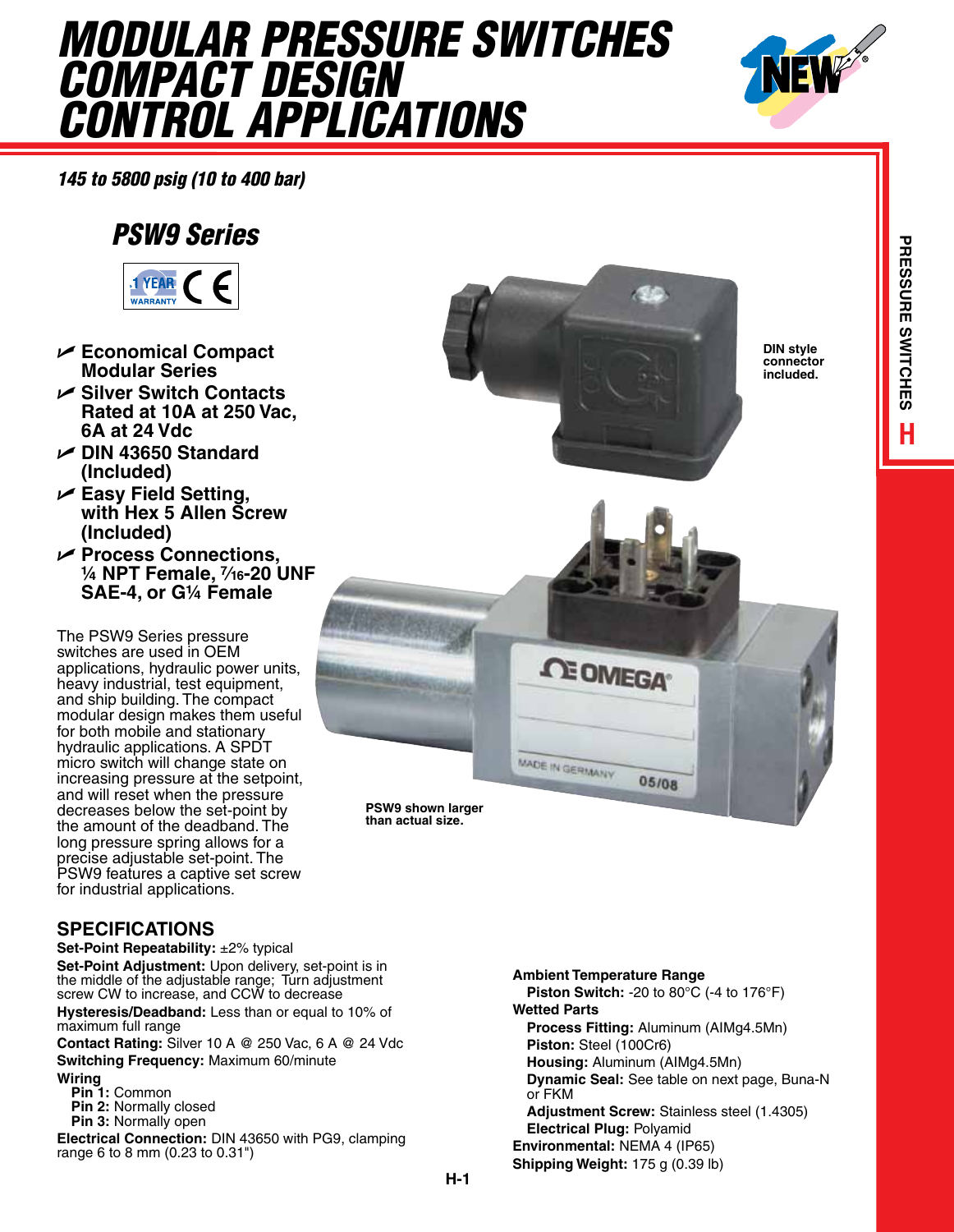# MODULAR PRESSURE SWITCHES COMPACT DESIGN CONTROL APPLICATIONS

*145 to 5800 psig (10 to 400 bar)*

## PSW9 Series

- Economical Compact Modular Series
- Silver Switch Contacts Rated at 10A at 250 Vac, 6A at 24 Vdc
- DIN 43650 Standard (Included)
- Easy Field Setting, with Hex 5 Allen Screw (Included)
- Process Connections, ¼ NPT Female, 7⁄16-20 UNF SAE-4, or G¼ Female

DIN style connector included.

PSW9 shown larger than actual size.

The PSW9 Series pressure switches are used in OEM applications, hydraulic power units, heavy industrial, test equipment, and ship building. The compact modular design makes them useful for both mobile and stationary hydraulic applications. A SPDT micro switch will change state on increasing pressure at the setpoint, and will reset when the pressure decreases below the set-point by the amount of the deadband. The long pressure spring allows for a precise adjustable set-point. The PSW9 features a captive set screw for industrial applications.

## SPECIFICATIONS

**Set-Point Repeatability:** ±2% typical

**Set-Point Adjustment:** Upon delivery, set-point is in the middle of the adjustable range; Turn adjustment screw CW to increase, and CCW to decrease

**Hysteresis/Deadband:** Less than or equal to 10% of maximum full range

**Contact Rating:** Silver 10 A @ 250 Vac, 6 A @ 24 Vdc

**Switching Frequency:** Maximum 60/minute

**Wiring**
- **Pin 1:** Common
- **Pin 2:** Normally closed
- **Pin 3:** Normally open

**Electrical Connection:** DIN 43650 with PG9, clamping range 6 to 8 mm (0.23 to 0.31")

**Ambient Temperature Range**
- **Piston Switch:** -20 to 80°C (-4 to 176°F)

**Wetted Parts**
- **Process Fitting:** Aluminum (AIMg4.5Mn)
- **Piston:** Steel (100Cr6)
- **Housing:** Aluminum (AIMg4.5Mn)
- **Dynamic Seal:** See table on next page, Buna-N or FKM
- **Adjustment Screw:** Stainless steel (1.4305)
- **Electrical Plug:** Polyamid

**Environmental:** NEMA 4 (IP65)

**Shipping Weight:** 175 g (0.39 lb)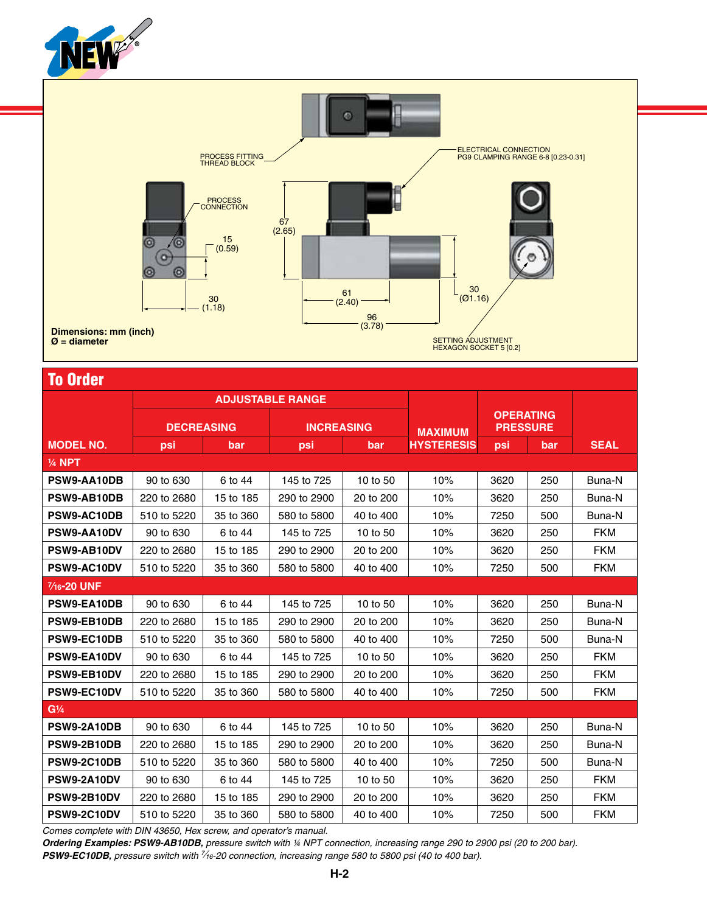NEW

PROCESS FITTING THREAD BLOCK

ELECTRICAL CONNECTION PG9 CLAMPING RANGE 6-8 [0.23-0.31]

PROCESS CONNECTION

15 (0.59)

30 (1.18)

67 (2.65)

61 (2.40)

96 (3.78)

30 (Ø1.16)

SETTING ADJUSTMENT HEXAGON SOCKET 5 [0.2]

**Dimensions: mm (inch)**
**Ø = diameter**

## To Order

| MODEL NO. | ADJUSTABLE RANGE | | | | MAXIMUM HYSTERESIS | OPERATING PRESSURE | | SEAL |
|---|---|---|---|---|---|---|---|---|
| | DECREASING | | INCREASING | | | | | |
| | psi | bar | psi | bar | | psi | bar | |
| **¼ NPT** | | | | | | | | |
| **PSW9-AA10DB** | 90 to 630 | 6 to 44 | 145 to 725 | 10 to 50 | 10% | 3620 | 250 | Buna-N |
| **PSW9-AB10DB** | 220 to 2680 | 15 to 185 | 290 to 2900 | 20 to 200 | 10% | 3620 | 250 | Buna-N |
| **PSW9-AC10DB** | 510 to 5220 | 35 to 360 | 580 to 5800 | 40 to 400 | 10% | 7250 | 500 | Buna-N |
| **PSW9-AA10DV** | 90 to 630 | 6 to 44 | 145 to 725 | 10 to 50 | 10% | 3620 | 250 | FKM |
| **PSW9-AB10DV** | 220 to 2680 | 15 to 185 | 290 to 2900 | 20 to 200 | 10% | 3620 | 250 | FKM |
| **PSW9-AC10DV** | 510 to 5220 | 35 to 360 | 580 to 5800 | 40 to 400 | 10% | 7250 | 500 | FKM |
| **7⁄16-20 UNF** | | | | | | | | |
| **PSW9-EA10DB** | 90 to 630 | 6 to 44 | 145 to 725 | 10 to 50 | 10% | 3620 | 250 | Buna-N |
| **PSW9-EB10DB** | 220 to 2680 | 15 to 185 | 290 to 2900 | 20 to 200 | 10% | 3620 | 250 | Buna-N |
| **PSW9-EC10DB** | 510 to 5220 | 35 to 360 | 580 to 5800 | 40 to 400 | 10% | 7250 | 500 | Buna-N |
| **PSW9-EA10DV** | 90 to 630 | 6 to 44 | 145 to 725 | 10 to 50 | 10% | 3620 | 250 | FKM |
| **PSW9-EB10DV** | 220 to 2680 | 15 to 185 | 290 to 2900 | 20 to 200 | 10% | 3620 | 250 | FKM |
| **PSW9-EC10DV** | 510 to 5220 | 35 to 360 | 580 to 5800 | 40 to 400 | 10% | 7250 | 500 | FKM |
| **G¼** | | | | | | | | |
| **PSW9-2A10DB** | 90 to 630 | 6 to 44 | 145 to 725 | 10 to 50 | 10% | 3620 | 250 | Buna-N |
| **PSW9-2B10DB** | 220 to 2680 | 15 to 185 | 290 to 2900 | 20 to 200 | 10% | 3620 | 250 | Buna-N |
| **PSW9-2C10DB** | 510 to 5220 | 35 to 360 | 580 to 5800 | 40 to 400 | 10% | 7250 | 500 | Buna-N |
| **PSW9-2A10DV** | 90 to 630 | 6 to 44 | 145 to 725 | 10 to 50 | 10% | 3620 | 250 | FKM |
| **PSW9-2B10DV** | 220 to 2680 | 15 to 185 | 290 to 2900 | 20 to 200 | 10% | 3620 | 250 | FKM |
| **PSW9-2C10DV** | 510 to 5220 | 35 to 360 | 580 to 5800 | 40 to 400 | 10% | 7250 | 500 | FKM |

*Comes complete with DIN 43650, Hex screw, and operator's manual.*

***Ordering Examples: PSW9-AB10DB,*** *pressure switch with ¼ NPT connection, increasing range 290 to 2900 psi (20 to 200 bar).*
***PSW9-EC10DB,*** *pressure switch with 7⁄16-20 connection, increasing range 580 to 5800 psi (40 to 400 bar).*